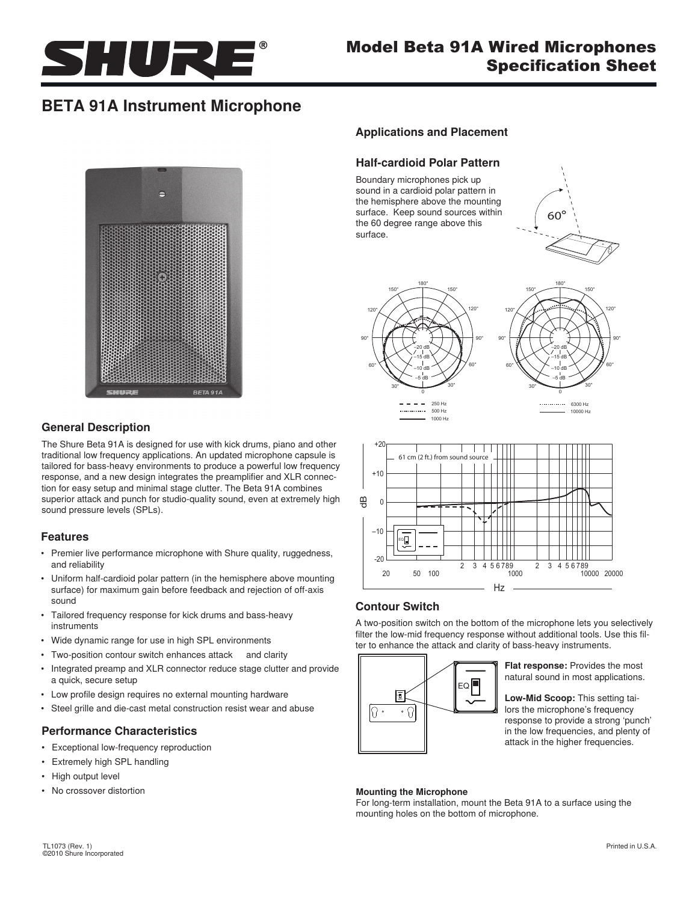# Model Beta 91A Wired Microphones Specification Sheet

## BETA 91A Instrument Microphone

### General Description

The Shure Beta 91A is designed for use with kick drums, piano and other traditional low frequency applications. An updated microphone capsule is tailored for bass-heavy environments to produce a powerful low frequency response, and a new design integrates the preamplifier and XLR connection for easy setup and minimal stage clutter. The Beta 91A combines superior attack and punch for studio-quality sound, even at extremely high sound pressure levels (SPLs).

### Features

- Premier live performance microphone with Shure quality, ruggedness, and reliability
- Uniform half-cardioid polar pattern (in the hemisphere above mounting surface) for maximum gain before feedback and rejection of off-axis sound
- Tailored frequency response for kick drums and bass-heavy instruments
- Wide dynamic range for use in high SPL environments
- Two-position contour switch enhances attack and clarity
- Integrated preamp and XLR connector reduce stage clutter and provide a quick, secure setup
- Low profile design requires no external mounting hardware
- Steel grille and die-cast metal construction resist wear and abuse

### Performance Characteristics

- Exceptional low-frequency reproduction
- Extremely high SPL handling
- High output level
- No crossover distortion

### Applications and Placement

#### Half-cardioid Polar Pattern

Boundary microphones pick up sound in a cardioid polar pattern in the hemisphere above the mounting surface. Keep sound sources within the 60 degree range above this surface.

60°

250 Hz
500 Hz
1000 Hz

6300 Hz
10000 Hz

61 cm (2 ft.) from sound source

### Contour Switch

A two-position switch on the bottom of the microphone lets you selectively filter the low-mid frequency response without additional tools. Use this filter to enhance the attack and clarity of bass-heavy instruments.

**Flat response:** Provides the most natural sound in most applications.

**Low-Mid Scoop:** This setting tailors the microphone's frequency response to provide a strong 'punch' in the low frequencies, and plenty of attack in the higher frequencies.

#### Mounting the Microphone

For long-term installation, mount the Beta 91A to a surface using the mounting holes on the bottom of microphone.

TL1073 (Rev. 1)
©2010 Shure Incorporated

Printed in U.S.A.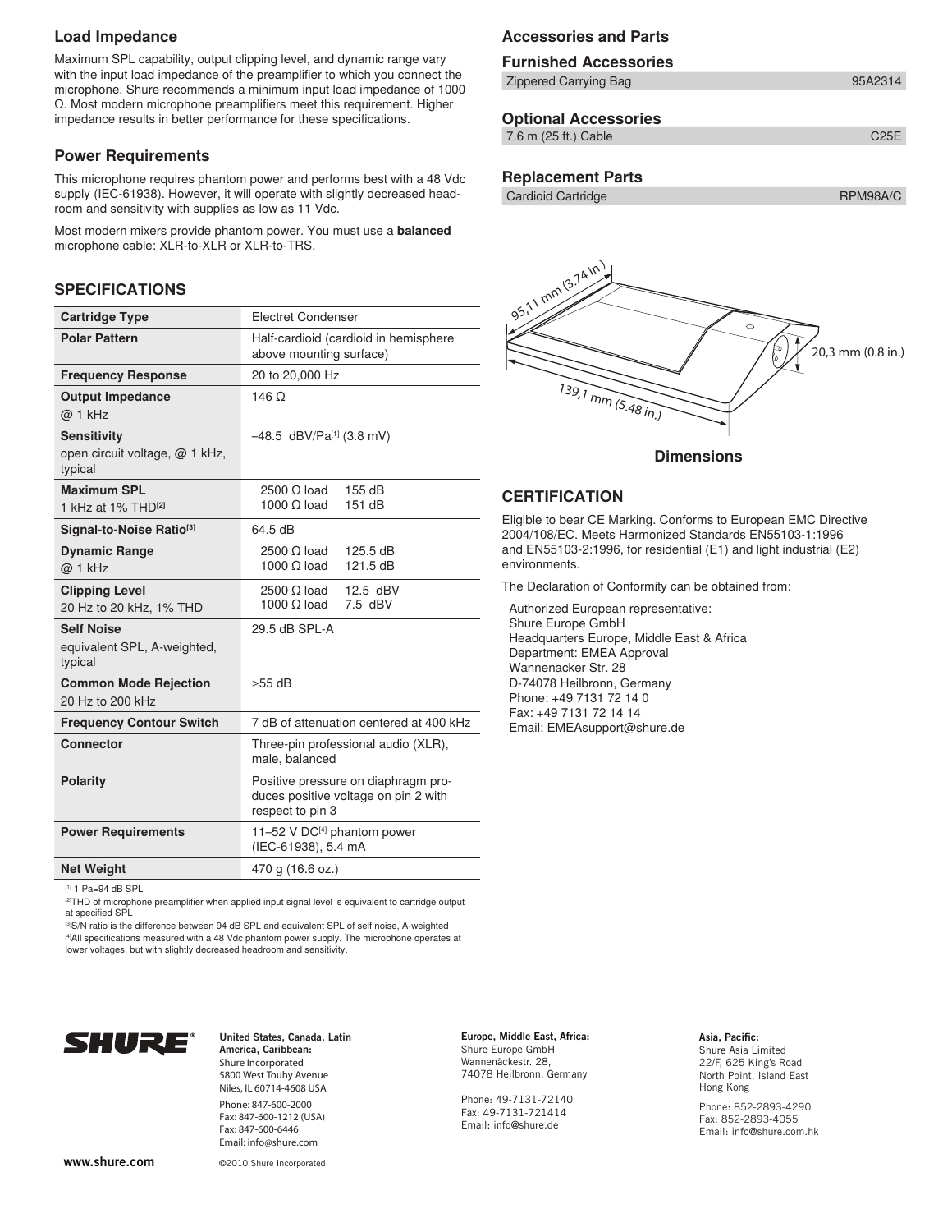### Load Impedance

Maximum SPL capability, output clipping level, and dynamic range vary with the input load impedance of the preamplifier to which you connect the microphone. Shure recommends a minimum input load impedance of 1000 Ω. Most modern microphone preamplifiers meet this requirement. Higher impedance results in better performance for these specifications.

### Power Requirements

This microphone requires phantom power and performs best with a 48 Vdc supply (IEC-61938). However, it will operate with slightly decreased headroom and sensitivity with supplies as low as 11 Vdc.

Most modern mixers provide phantom power. You must use a **balanced** microphone cable: XLR-to-XLR or XLR-to-TRS.

## SPECIFICATIONS

| | |
|---|---|
| **Cartridge Type** | Electret Condenser |
| **Polar Pattern** | Half-cardioid (cardioid in hemisphere above mounting surface) |
| **Frequency Response** | 20 to 20,000 Hz |
| **Output Impedance** @ 1 kHz | 146 Ω |
| **Sensitivity** open circuit voltage, @ 1 kHz, typical | –48.5 dBV/Pa[1] (3.8 mV) |
| **Maximum SPL** 1 kHz at 1% THD[2] | 2500 Ω load 155 dB<br>1000 Ω load 151 dB |
| **Signal-to-Noise Ratio[3]** | 64.5 dB |
| **Dynamic Range** @ 1 kHz | 2500 Ω load 125.5 dB<br>1000 Ω load 121.5 dB |
| **Clipping Level** 20 Hz to 20 kHz, 1% THD | 2500 Ω load 12.5 dBV<br>1000 Ω load 7.5 dBV |
| **Self Noise** equivalent SPL, A-weighted, typical | 29.5 dB SPL-A |
| **Common Mode Rejection** 20 Hz to 200 kHz | ≥55 dB |
| **Frequency Contour Switch** | 7 dB of attenuation centered at 400 kHz |
| **Connector** | Three-pin professional audio (XLR), male, balanced |
| **Polarity** | Positive pressure on diaphragm produces positive voltage on pin 2 with respect to pin 3 |
| **Power Requirements** | 11–52 V DC[4] phantom power (IEC-61938), 5.4 mA |
| **Net Weight** | 470 g (16.6 oz.) |

[1] 1 Pa=94 dB SPL

[2] THD of microphone preamplifier when applied input signal level is equivalent to cartridge output at specified SPL

[3] S/N ratio is the difference between 94 dB SPL and equivalent SPL of self noise, A-weighted

[4] All specifications measured with a 48 Vdc phantom power supply. The microphone operates at lower voltages, but with slightly decreased headroom and sensitivity.

## Accessories and Parts

### Furnished Accessories

| | |
|---|---|
| Zippered Carrying Bag | 95A2314 |

### Optional Accessories

| | |
|---|---|
| 7.6 m (25 ft.) Cable | C25E |

### Replacement Parts

| | |
|---|---|
| Cardioid Cartridge | RPM98A/C |

95,11 mm (3.74 in.)

20,3 mm (0.8 in.)

139,1 mm (5.48 in.)

**Dimensions**

## CERTIFICATION

Eligible to bear CE Marking. Conforms to European EMC Directive 2004/108/EC. Meets Harmonized Standards EN55103-1:1996 and EN55103-2:1996, for residential (E1) and light industrial (E2) environments.

The Declaration of Conformity can be obtained from:

Authorized European representative:
Shure Europe GmbH
Headquarters Europe, Middle East & Africa
Department: EMEA Approval
Wannenacker Str. 28
D-74078 Heilbronn, Germany
Phone: +49 7131 72 14 0
Fax: +49 7131 72 14 14
Email: EMEAsupport@shure.de

**SHURE**

**United States, Canada, Latin America, Caribbean:**
Shure Incorporated
5800 West Touhy Avenue
Niles, IL 60714-4608 USA
Phone: 847-600-2000
Fax: 847-600-1212 (USA)
Fax: 847-600-6446
Email: info@shure.com

**Europe, Middle East, Africa:**
Shure Europe GmbH
Wannenäckestr. 28,
74078 Heilbronn, Germany
Phone: 49-7131-72140
Fax: 49-7131-721414
Email: info@shure.de

**Asia, Pacific:**
Shure Asia Limited
22/F, 625 King's Road
North Point, Island East
Hong Kong
Phone: 852-2893-4290
Fax: 852-2893-4055
Email: info@shure.com.hk

www.shure.com

©2010 Shure Incorporated